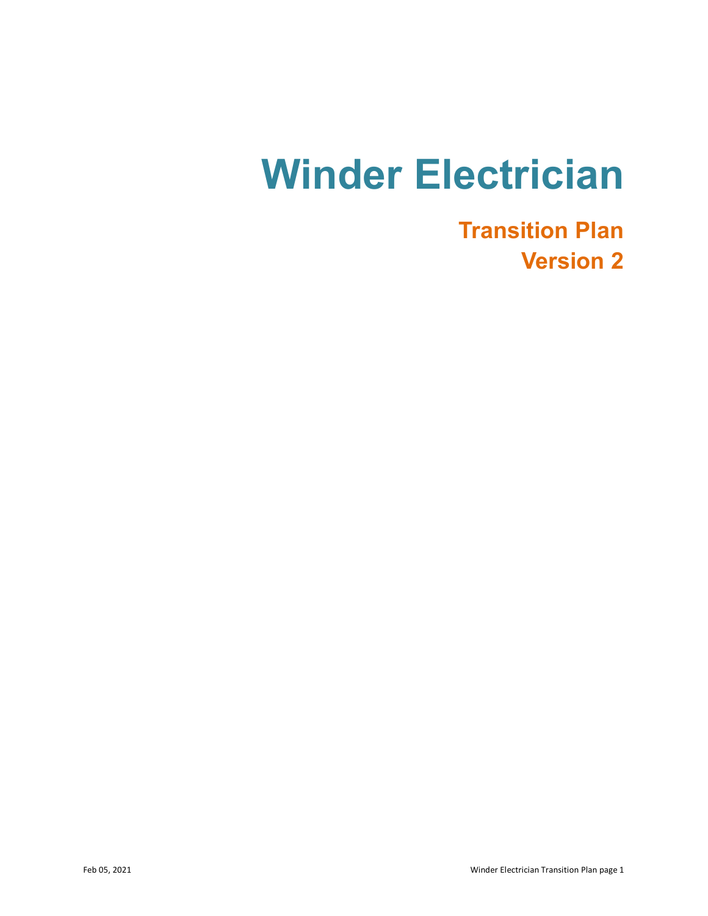# Winder Electrician

## Transition Plan

## Version 2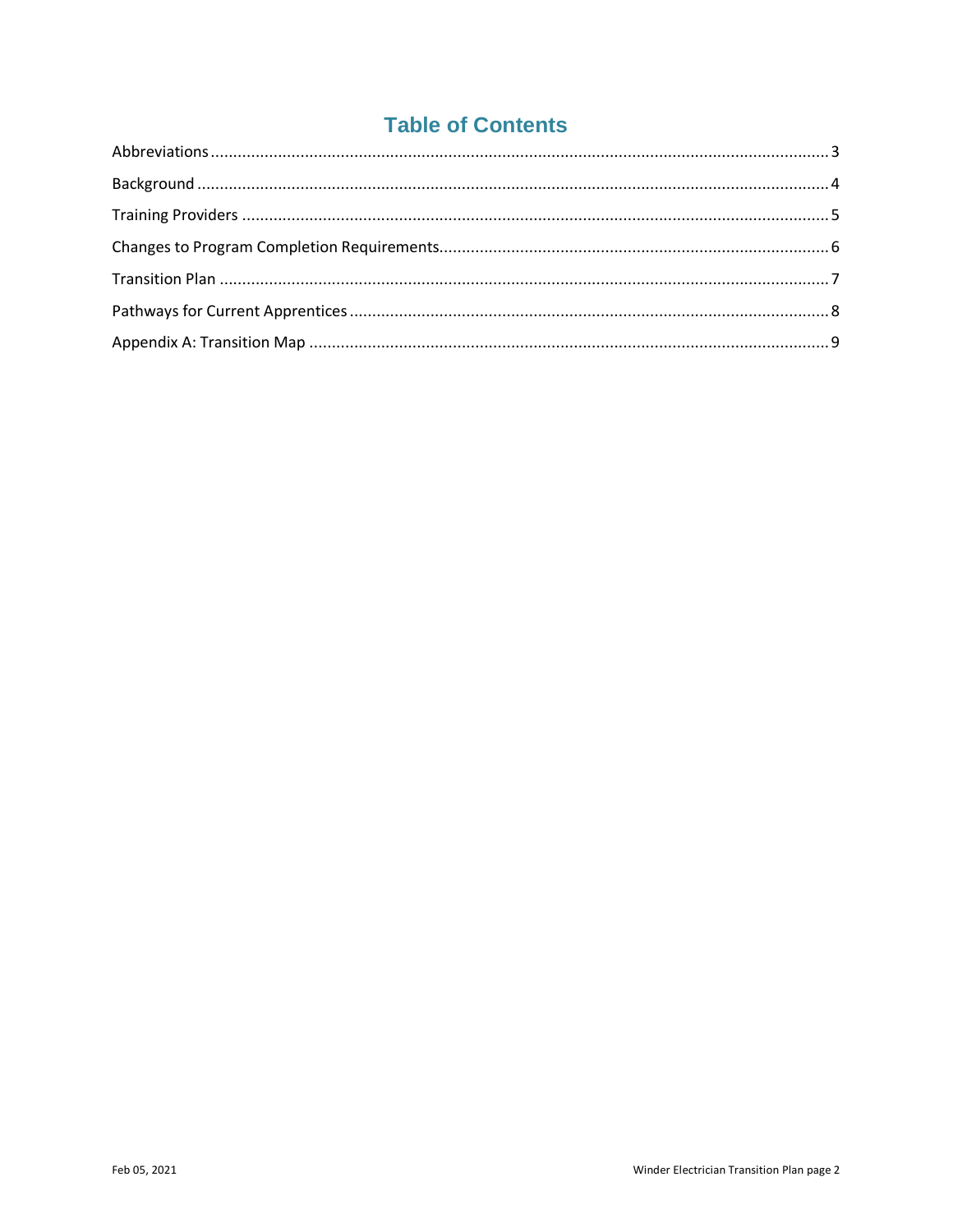# Table of Contents

Abbreviations ........................................................................................................................................ 3

Background ........................................................................................................................................... 4

Training Providers .................................................................................................................................. 5

Changes to Program Completion Requirements ....................................................................................... 6

Transition Plan ....................................................................................................................................... 7

Pathways for Current Apprentices ........................................................................................................... 8

Appendix A: Transition Map ................................................................................................................... 9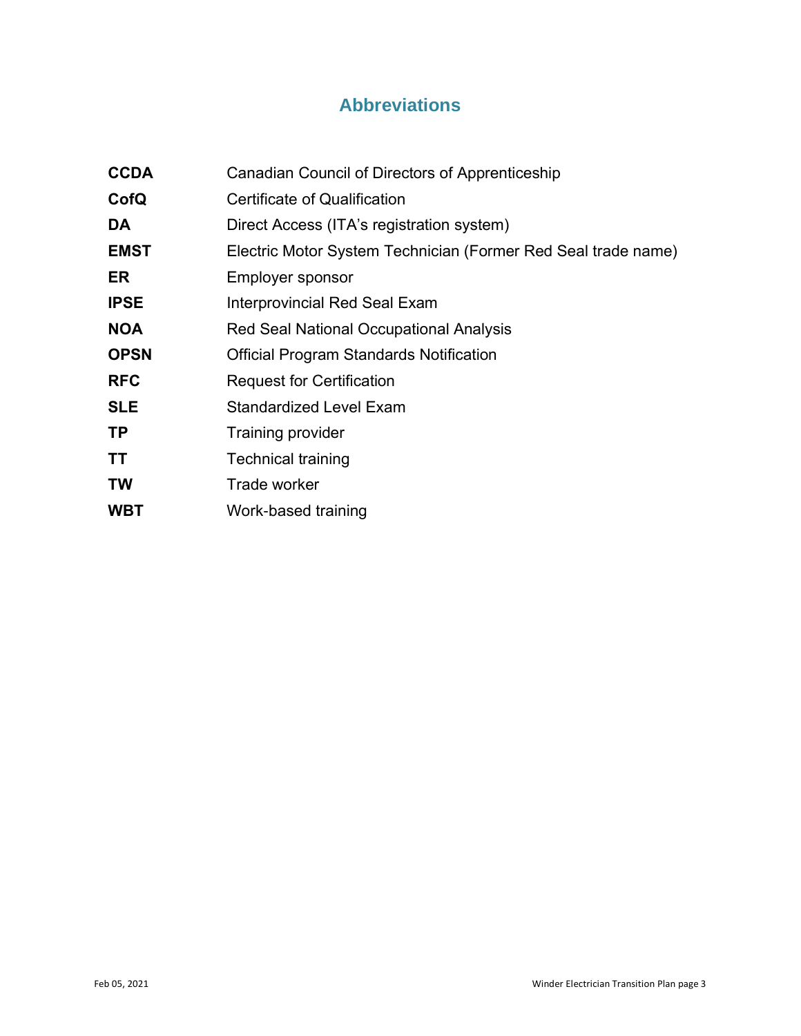# Abbreviations

| | |
|---|---|
| **CCDA** | Canadian Council of Directors of Apprenticeship |
| **CofQ** | Certificate of Qualification |
| **DA** | Direct Access (ITA's registration system) |
| **EMST** | Electric Motor System Technician (Former Red Seal trade name) |
| **ER** | Employer sponsor |
| **IPSE** | Interprovincial Red Seal Exam |
| **NOA** | Red Seal National Occupational Analysis |
| **OPSN** | Official Program Standards Notification |
| **RFC** | Request for Certification |
| **SLE** | Standardized Level Exam |
| **TP** | Training provider |
| **TT** | Technical training |
| **TW** | Trade worker |
| **WBT** | Work-based training |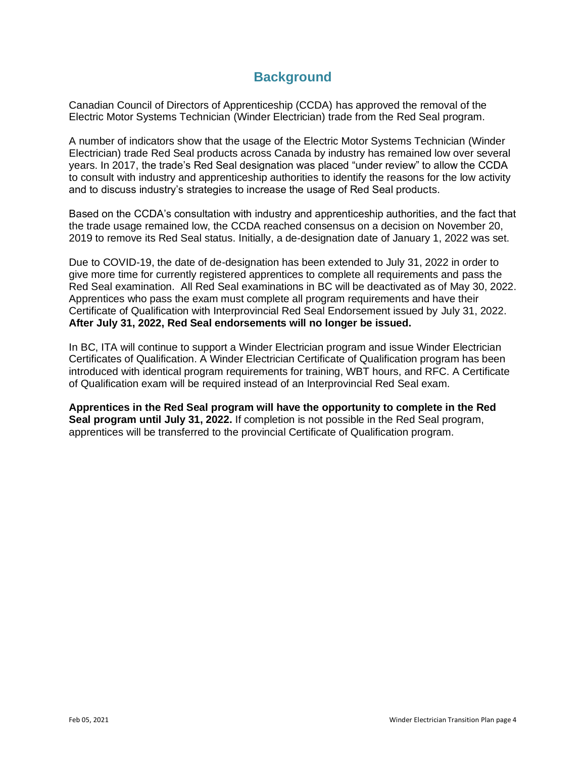## Background

Canadian Council of Directors of Apprenticeship (CCDA) has approved the removal of the Electric Motor Systems Technician (Winder Electrician) trade from the Red Seal program.

A number of indicators show that the usage of the Electric Motor Systems Technician (Winder Electrician) trade Red Seal products across Canada by industry has remained low over several years. In 2017, the trade's Red Seal designation was placed "under review" to allow the CCDA to consult with industry and apprenticeship authorities to identify the reasons for the low activity and to discuss industry's strategies to increase the usage of Red Seal products.

Based on the CCDA's consultation with industry and apprenticeship authorities, and the fact that the trade usage remained low, the CCDA reached consensus on a decision on November 20, 2019 to remove its Red Seal status. Initially, a de-designation date of January 1, 2022 was set.

Due to COVID-19, the date of de-designation has been extended to July 31, 2022 in order to give more time for currently registered apprentices to complete all requirements and pass the Red Seal examination. All Red Seal examinations in BC will be deactivated as of May 30, 2022. Apprentices who pass the exam must complete all program requirements and have their Certificate of Qualification with Interprovincial Red Seal Endorsement issued by July 31, 2022. **After July 31, 2022, Red Seal endorsements will no longer be issued.**

In BC, ITA will continue to support a Winder Electrician program and issue Winder Electrician Certificates of Qualification. A Winder Electrician Certificate of Qualification program has been introduced with identical program requirements for training, WBT hours, and RFC. A Certificate of Qualification exam will be required instead of an Interprovincial Red Seal exam.

**Apprentices in the Red Seal program will have the opportunity to complete in the Red Seal program until July 31, 2022.** If completion is not possible in the Red Seal program, apprentices will be transferred to the provincial Certificate of Qualification program.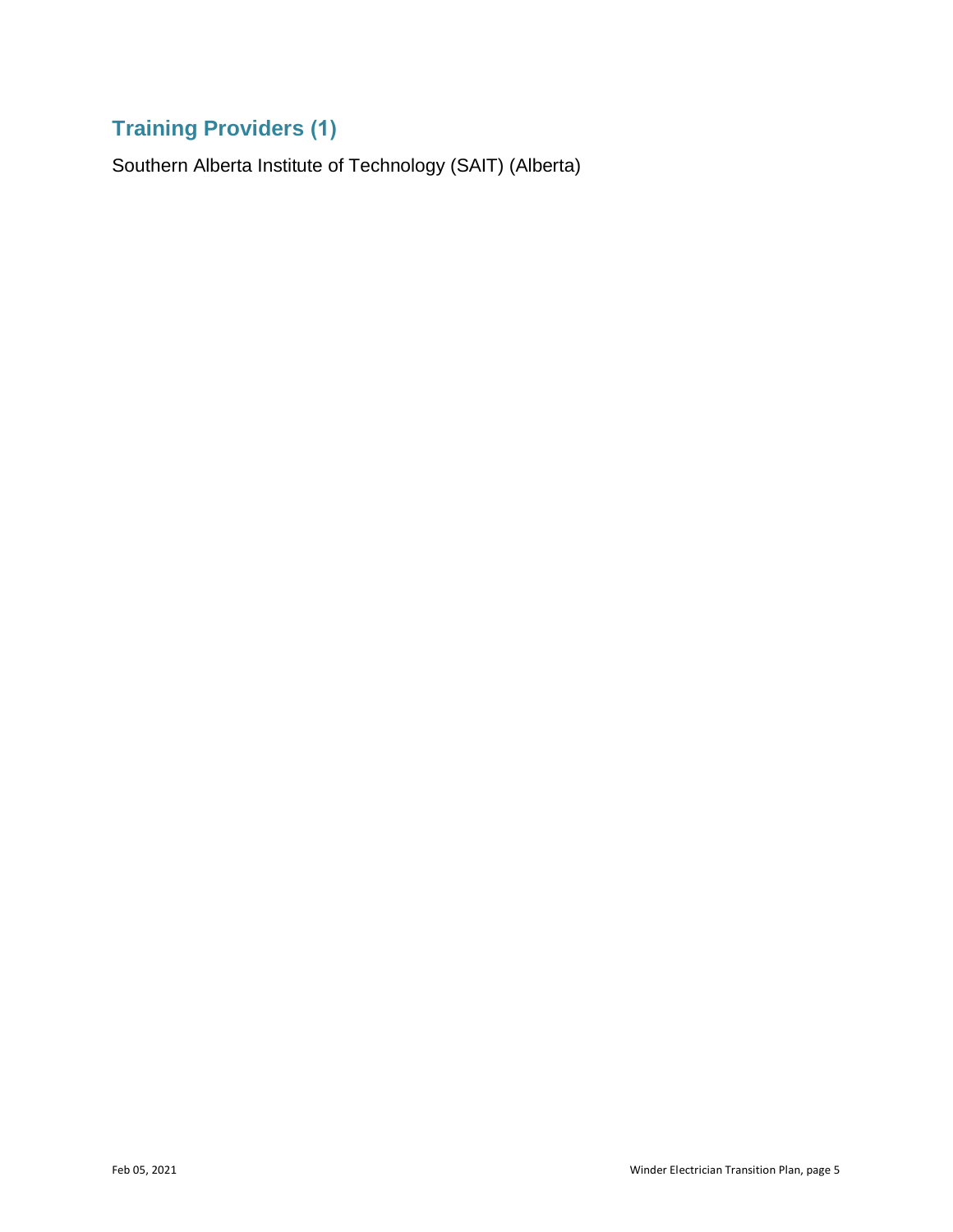## Training Providers (1)

Southern Alberta Institute of Technology (SAIT) (Alberta)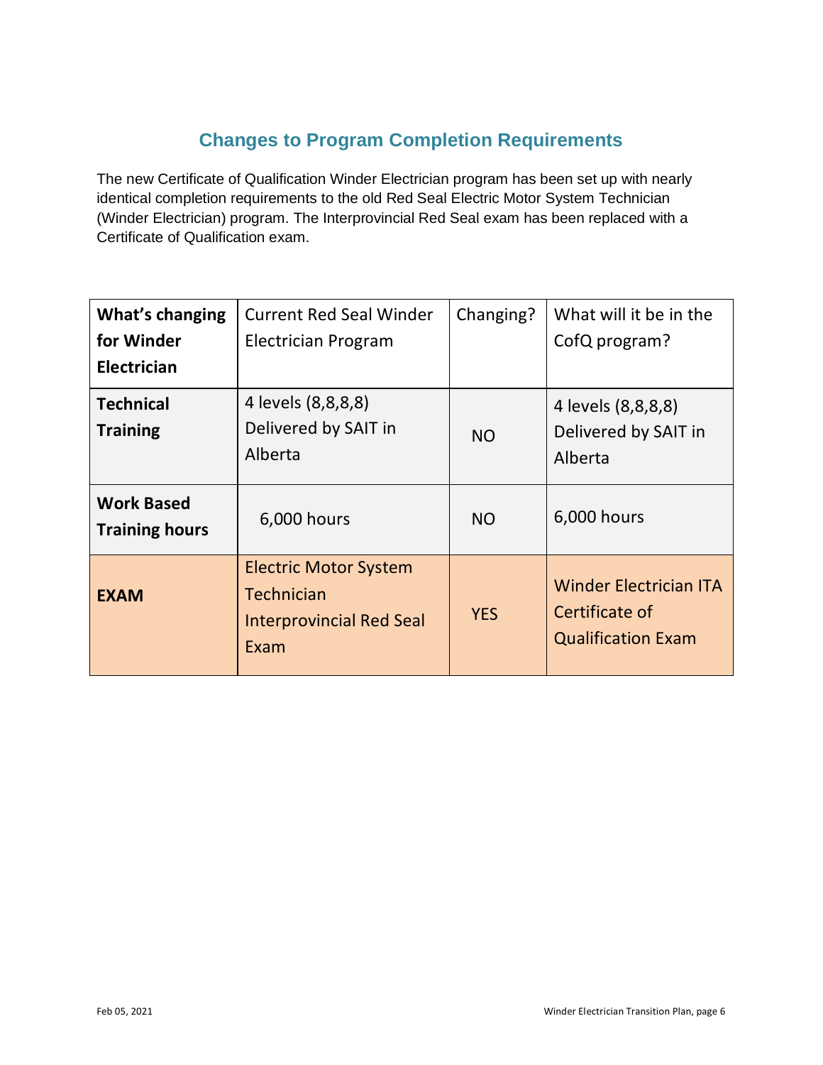## Changes to Program Completion Requirements

The new Certificate of Qualification Winder Electrician program has been set up with nearly identical completion requirements to the old Red Seal Electric Motor System Technician (Winder Electrician) program. The Interprovincial Red Seal exam has been replaced with a Certificate of Qualification exam.

| **What's changing for Winder Electrician** | Current Red Seal Winder Electrician Program | Changing? | What will it be in the CofQ program? |
| --- | --- | --- | --- |
| **Technical Training** | 4 levels (8,8,8,8) Delivered by SAIT in Alberta | NO | 4 levels (8,8,8,8) Delivered by SAIT in Alberta |
| **Work Based Training hours** | 6,000 hours | NO | 6,000 hours |
| **EXAM** | Electric Motor System Technician Interprovincial Red Seal Exam | YES | Winder Electrician ITA Certificate of Qualification Exam |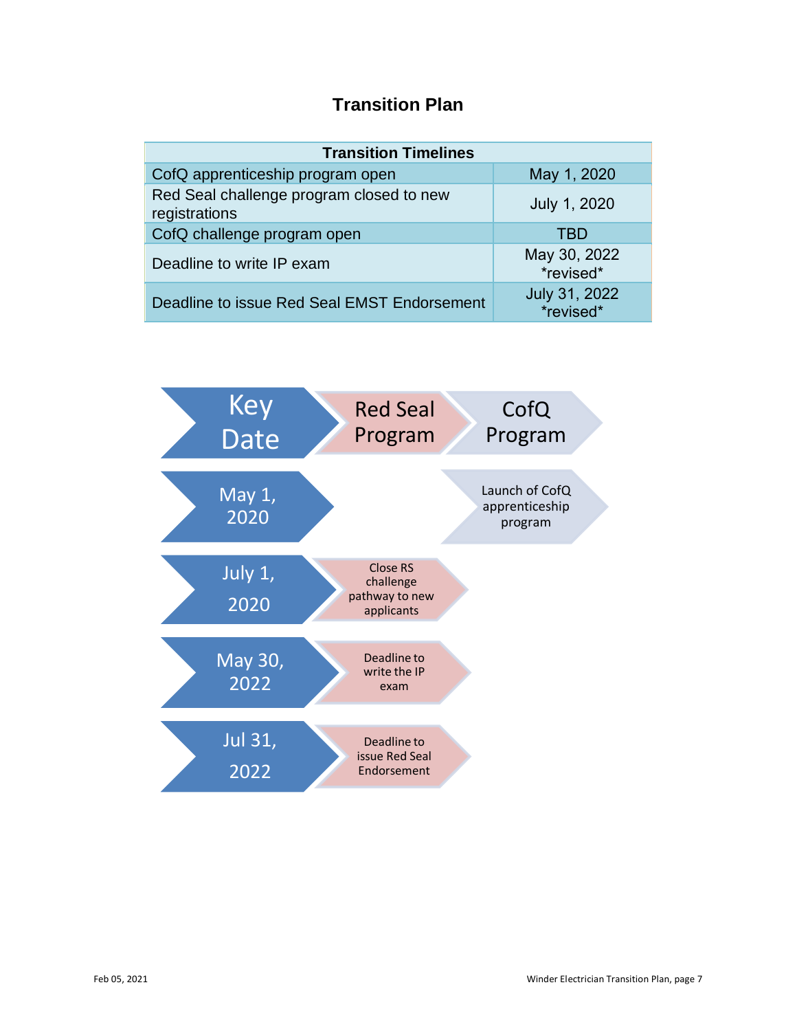# Transition Plan

| Transition Timelines | |
|---|---|
| CofQ apprenticeship program open | May 1, 2020 |
| Red Seal challenge program closed to new registrations | July 1, 2020 |
| CofQ challenge program open | TBD |
| Deadline to write IP exam | May 30, 2022 *revised* |
| Deadline to issue Red Seal EMST Endorsement | July 31, 2022 *revised* |

| Key Date | Red Seal Program | CofQ Program |
|---|---|---|
| May 1, 2020 | | Launch of CofQ apprenticeship program |
| July 1, 2020 | Close RS challenge pathway to new applicants | |
| May 30, 2022 | Deadline to write the IP exam | |
| Jul 31, 2022 | Deadline to issue Red Seal Endorsement | |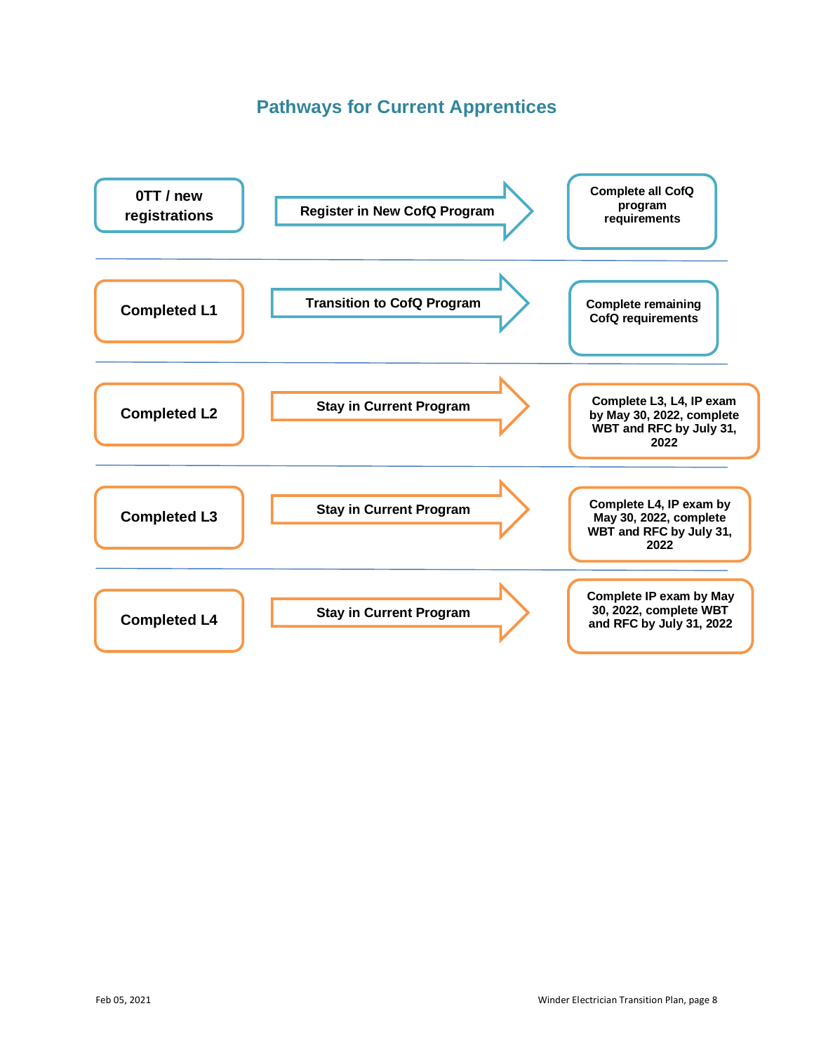# Pathways for Current Apprentices

| Starting Point | Pathway | Requirements |
| --- | --- | --- |
| 0TT / new registrations | Register in New CofQ Program | Complete all CofQ program requirements |
| Completed L1 | Transition to CofQ Program | Complete remaining CofQ requirements |
| Completed L2 | Stay in Current Program | Complete L3, L4, IP exam by May 30, 2022, complete WBT and RFC by July 31, 2022 |
| Completed L3 | Stay in Current Program | Complete L4, IP exam by May 30, 2022, complete WBT and RFC by July 31, 2022 |
| Completed L4 | Stay in Current Program | Complete IP exam by May 30, 2022, complete WBT and RFC by July 31, 2022 |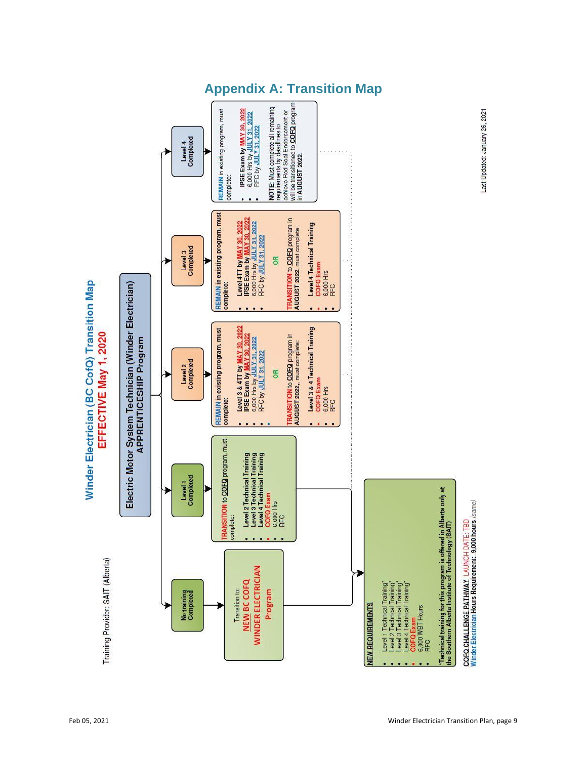# Appendix A: Transition Map

Training Provider: SAIT (Alberta)

## Winder Electrician (BC CofQ) Transition Map

**EFFECTIVE May 1, 2020**

**Electric Motor System Technician (Winder Electrician) APPRENTICESHIP Program**

**No training Completed**

Transition to: **NEW BC COFQ WINDER ELECTRICIAN Program**

**Level 1 Completed**

TRANSITION to COFQ program, must complete:

- Level 2 Technical Training
- Level 3 Technical Training
- Level 4 Technical Training
- COFQ Exam
- 6,000 Hrs
- RFC

**Level 2 Completed**

**REMAIN in existing program, must complete:**

- Level 3 & 4TT by MAY 30, 2022
- IPSE Exam by MAY 30, 2022
- 6,000 Hrs by JULY 31, 2022
- RFC by JULY 31, 2022

**OR**

TRANSITION to COFQ program in AUGUST 2022, must complete:

- Level 3 & 4 Technical Training
- COFQ Exam
- 6,000 Hrs
- RFC

**Level 3 Completed**

**REMAIN in existing program, must complete:**

- Level 4TT by MAY 30, 2022
- IPSE Exam by MAY 30, 2022
- 6,000 Hrs by JULY 31, 2022
- RFC by JULY 31, 2022

**OR**

TRANSITION to COFQ program in AUGUST 2022, must complete:

- Level 4 Technical Training
- COFQ Exam
- 6,000 Hrs
- RFC

**Level 4 Completed**

REMAIN in existing program, must complete:

- IPSE Exam by MAY 30, 2022
- 6,000 Hrs by JULY 31, 2022
- RFC by JULY 31, 2022

**NOTE:** Must complete all remaining requirements by deadlines to achieve Red Seal Endorsement or will be transitioned to COFQ program in AUGUST 2022.

**NEW REQUIREMENTS**

- Level 1 Technical Training*
- Level 2 Technical Training*
- Level 3 Technical Training*
- Level 4 Technical Training*
- COFQ Exam
- 6,000 WBT Hours
- RFC

*Technical training for this program is offered in Alberta only at the Southern Alberta Institute of Technology (SAIT)

COFQ CHALLENGE PATHWAY LAUNCH DATE: TBD

Winder Electrician Hours Requirement: 9,000 hours *(same)*

Last Updated: January 26, 2021